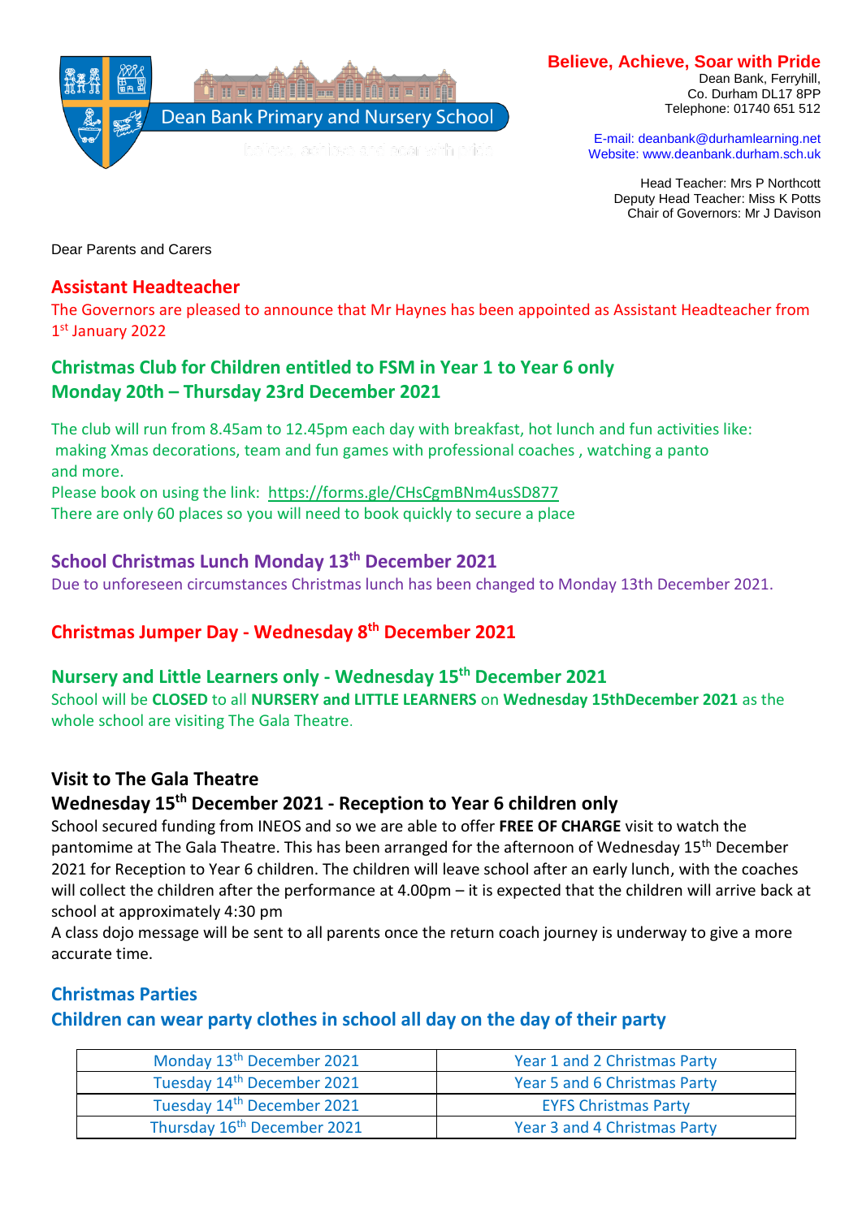Dean Bank Primary and Nursery School

**Believe, Achieve, Soar with Pride**

Dean Bank, Ferryhill,
Co. Durham DL17 8PP
Telephone: 01740 651 512

E-mail: deanbank@durhamlearning.net
Website: www.deanbank.durham.sch.uk

Head Teacher: Mrs P Northcott
Deputy Head Teacher: Miss K Potts
Chair of Governors: Mr J Davison

Dear Parents and Carers

## Assistant Headteacher

The Governors are pleased to announce that Mr Haynes has been appointed as Assistant Headteacher from 1st January 2022

## Christmas Club for Children entitled to FSM in Year 1 to Year 6 only
## Monday 20th – Thursday 23rd December 2021

The club will run from 8.45am to 12.45pm each day with breakfast, hot lunch and fun activities like: making Xmas decorations, team and fun games with professional coaches , watching a panto and more.

Please book on using the link: https://forms.gle/CHsCgmBNm4usSD877

There are only 60 places so you will need to book quickly to secure a place

## School Christmas Lunch Monday 13th December 2021

Due to unforeseen circumstances Christmas lunch has been changed to Monday 13th December 2021.

## Christmas Jumper Day - Wednesday 8th December 2021

## Nursery and Little Learners only - Wednesday 15th December 2021

School will be **CLOSED** to all **NURSERY and LITTLE LEARNERS** on **Wednesday 15thDecember 2021** as the whole school are visiting The Gala Theatre.

## Visit to The Gala Theatre
## Wednesday 15th December 2021 - Reception to Year 6 children only

School secured funding from INEOS and so we are able to offer **FREE OF CHARGE** visit to watch the pantomime at The Gala Theatre. This has been arranged for the afternoon of Wednesday 15th December 2021 for Reception to Year 6 children. The children will leave school after an early lunch, with the coaches will collect the children after the performance at 4.00pm – it is expected that the children will arrive back at school at approximately 4:30 pm

A class dojo message will be sent to all parents once the return coach journey is underway to give a more accurate time.

## Christmas Parties
## Children can wear party clothes in school all day on the day of their party

| Monday 13th December 2021 | Year 1 and 2 Christmas Party |
|---|---|
| Tuesday 14th December 2021 | Year 5 and 6 Christmas Party |
| Tuesday 14th December 2021 | EYFS Christmas Party |
| Thursday 16th December 2021 | Year 3 and 4 Christmas Party |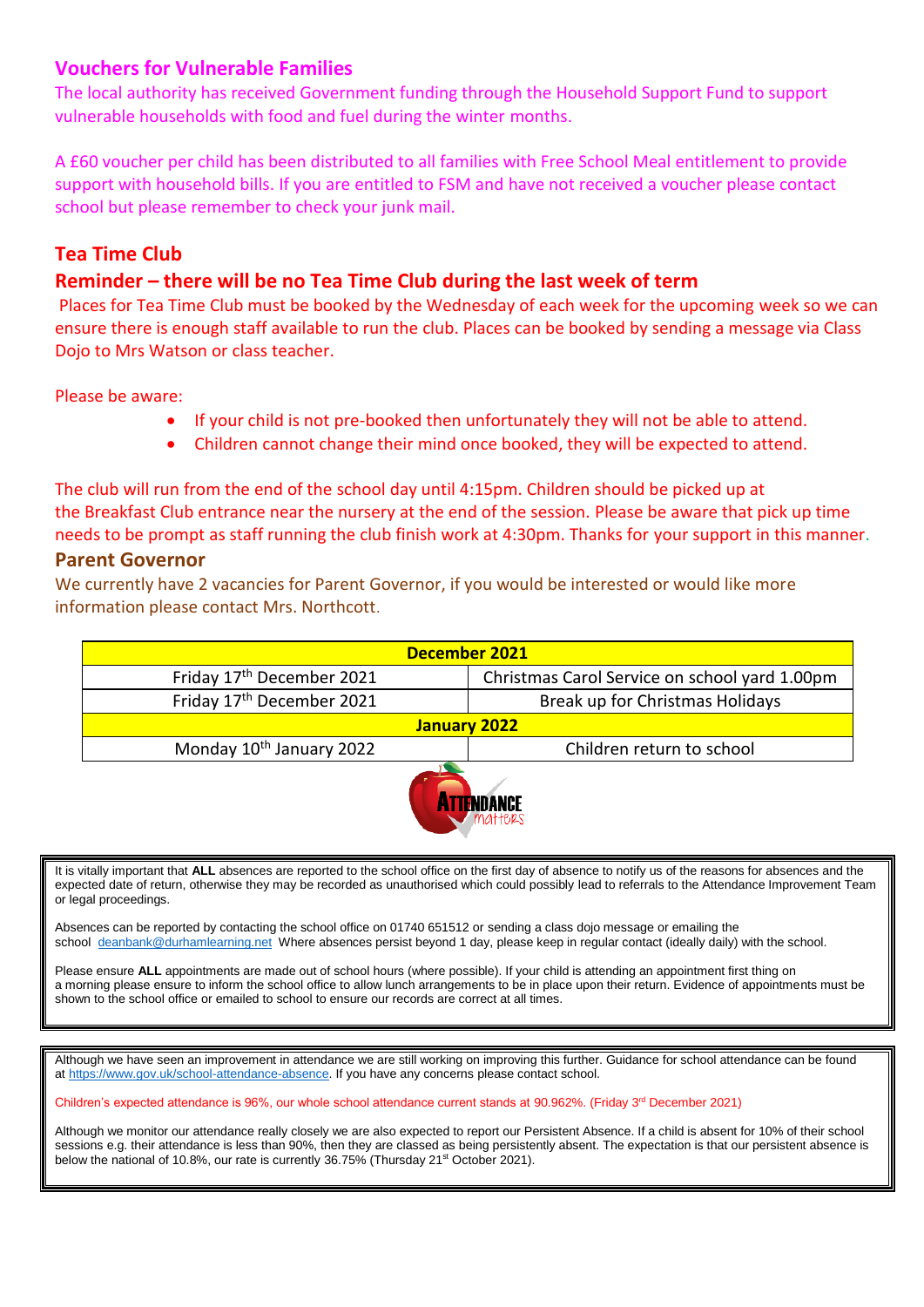## Vouchers for Vulnerable Families

The local authority has received Government funding through the Household Support Fund to support vulnerable households with food and fuel during the winter months.

A £60 voucher per child has been distributed to all families with Free School Meal entitlement to provide support with household bills. If you are entitled to FSM and have not received a voucher please contact school but please remember to check your junk mail.

## Tea Time Club

### Reminder – there will be no Tea Time Club during the last week of term

Places for Tea Time Club must be booked by the Wednesday of each week for the upcoming week so we can ensure there is enough staff available to run the club. Places can be booked by sending a message via Class Dojo to Mrs Watson or class teacher.

Please be aware:

- If your child is not pre-booked then unfortunately they will not be able to attend.
- Children cannot change their mind once booked, they will be expected to attend.

The club will run from the end of the school day until 4:15pm. Children should be picked up at the Breakfast Club entrance near the nursery at the end of the session. Please be aware that pick up time needs to be prompt as staff running the club finish work at 4:30pm. Thanks for your support in this manner.

## Parent Governor

We currently have 2 vacancies for Parent Governor, if you would be interested or would like more information please contact Mrs. Northcott.

| **December 2021** | |
|---|---|
| Friday 17th December 2021 | Christmas Carol Service on school yard 1.00pm |
| Friday 17th December 2021 | Break up for Christmas Holidays |
| **January 2022** | |
| Monday 10th January 2022 | Children return to school |

ATTENDANCE matters

It is vitally important that **ALL** absences are reported to the school office on the first day of absence to notify us of the reasons for absences and the expected date of return, otherwise they may be recorded as unauthorised which could possibly lead to referrals to the Attendance Improvement Team or legal proceedings.

Absences can be reported by contacting the school office on 01740 651512 or sending a class dojo message or emailing the school deanbank@durhamlearning.net Where absences persist beyond 1 day, please keep in regular contact (ideally daily) with the school.

Please ensure **ALL** appointments are made out of school hours (where possible). If your child is attending an appointment first thing on a morning please ensure to inform the school office to allow lunch arrangements to be in place upon their return. Evidence of appointments must be shown to the school office or emailed to school to ensure our records are correct at all times.

Although we have seen an improvement in attendance we are still working on improving this further. Guidance for school attendance can be found at https://www.gov.uk/school-attendance-absence. If you have any concerns please contact school.

Children's expected attendance is 96%, our whole school attendance current stands at 90.962%. (Friday 3rd December 2021)

Although we monitor our attendance really closely we are also expected to report our Persistent Absence. If a child is absent for 10% of their school sessions e.g. their attendance is less than 90%, then they are classed as being persistently absent. The expectation is that our persistent absence is below the national of 10.8%, our rate is currently 36.75% (Thursday 21st October 2021).